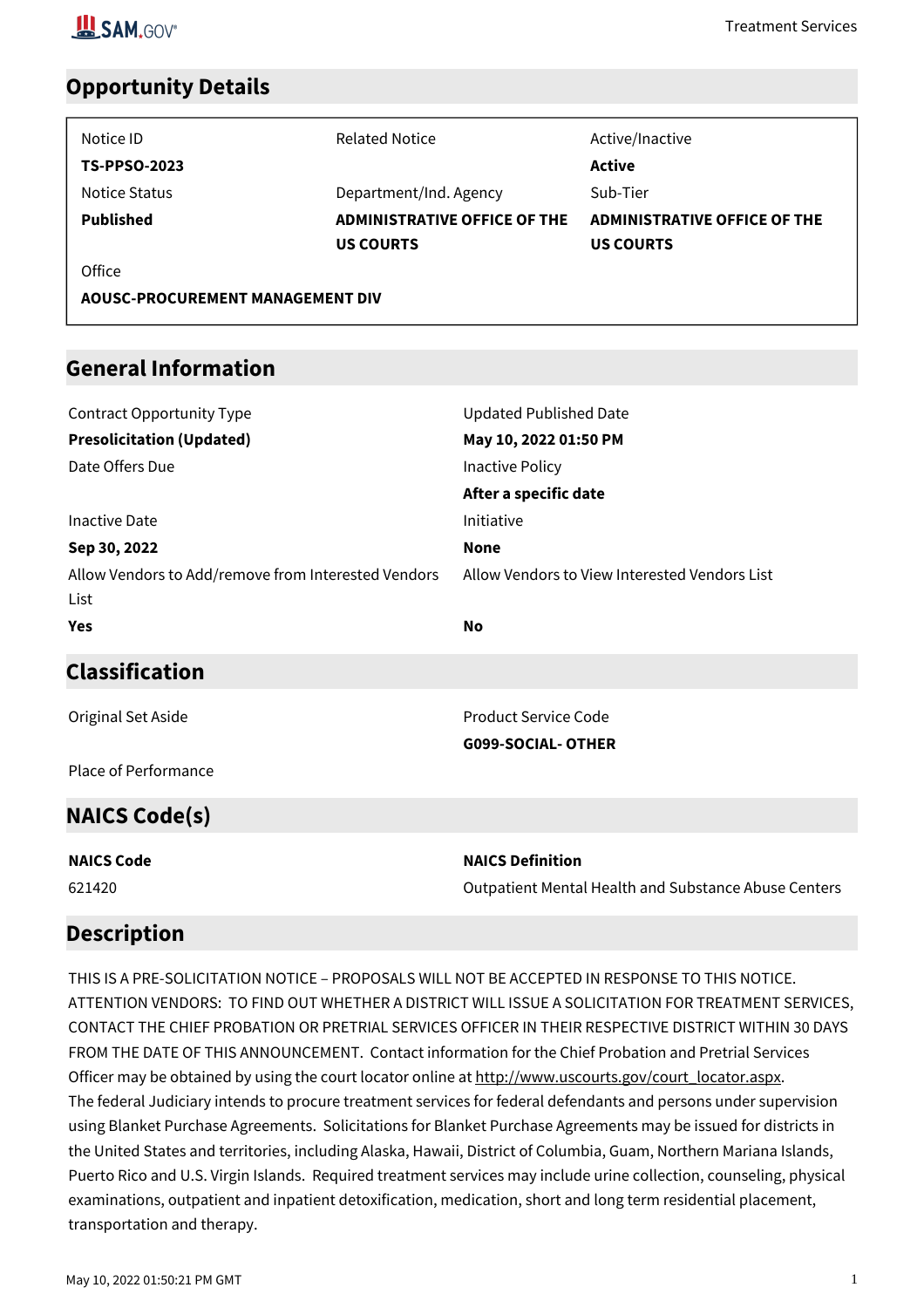## Opportunity Details

| Notice ID | Related Notice | Active/Inactive |
|---|---|---|
| **TS-PPSO-2023** | | **Active** |
| **Notice Status** | **Department/Ind. Agency** | **Sub-Tier** |
| **Published** | **ADMINISTRATIVE OFFICE OF THE US COURTS** | **ADMINISTRATIVE OFFICE OF THE US COURTS** |
| **Office** | | |
| **AOUSC-PROCUREMENT MANAGEMENT DIV** | | |

## General Information

| Field | Value |
|---|---|
| Contract Opportunity Type | **Presolicitation (Updated)** |
| Updated Published Date | **May 10, 2022 01:50 PM** |
| Date Offers Due | |
| Inactive Policy | **After a specific date** |
| Inactive Date | **Sep 30, 2022** |
| Initiative | **None** |
| Allow Vendors to Add/remove from Interested Vendors List | **Yes** |
| Allow Vendors to View Interested Vendors List | **No** |

## Classification

| Field | Value |
|---|---|
| Original Set Aside | |
| Product Service Code | **G099-SOCIAL- OTHER** |
| Place of Performance | |

## NAICS Code(s)

| NAICS Code | NAICS Definition |
|---|---|
| 621420 | Outpatient Mental Health and Substance Abuse Centers |

## Description

THIS IS A PRE-SOLICITATION NOTICE – PROPOSALS WILL NOT BE ACCEPTED IN RESPONSE TO THIS NOTICE. ATTENTION VENDORS: TO FIND OUT WHETHER A DISTRICT WILL ISSUE A SOLICITATION FOR TREATMENT SERVICES, CONTACT THE CHIEF PROBATION OR PRETRIAL SERVICES OFFICER IN THEIR RESPECTIVE DISTRICT WITHIN 30 DAYS FROM THE DATE OF THIS ANNOUNCEMENT. Contact information for the Chief Probation and Pretrial Services Officer may be obtained by using the court locator online at http://www.uscourts.gov/court_locator.aspx.

The federal Judiciary intends to procure treatment services for federal defendants and persons under supervision using Blanket Purchase Agreements. Solicitations for Blanket Purchase Agreements may be issued for districts in the United States and territories, including Alaska, Hawaii, District of Columbia, Guam, Northern Mariana Islands, Puerto Rico and U.S. Virgin Islands. Required treatment services may include urine collection, counseling, physical examinations, outpatient and inpatient detoxification, medication, short and long term residential placement, transportation and therapy.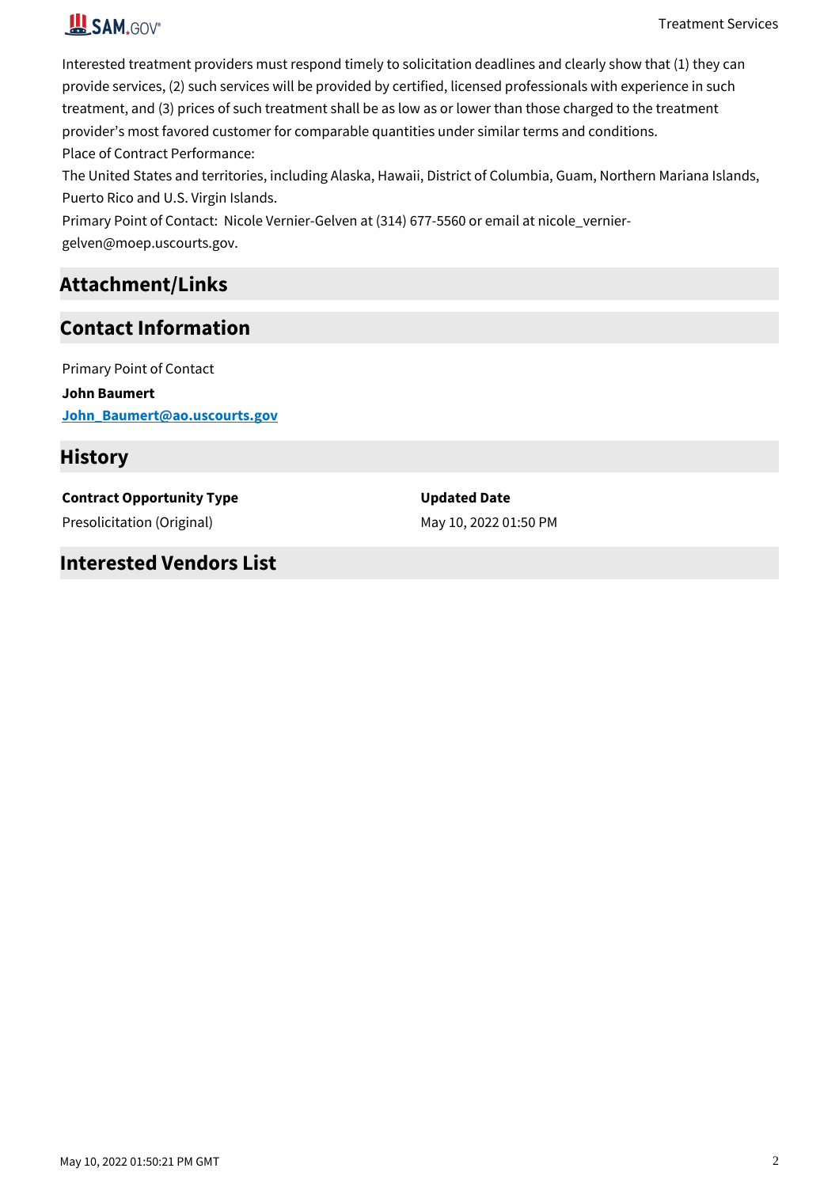Interested treatment providers must respond timely to solicitation deadlines and clearly show that (1) they can provide services, (2) such services will be provided by certified, licensed professionals with experience in such treatment, and (3) prices of such treatment shall be as low as or lower than those charged to the treatment provider's most favored customer for comparable quantities under similar terms and conditions.
Place of Contract Performance:
The United States and territories, including Alaska, Hawaii, District of Columbia, Guam, Northern Mariana Islands, Puerto Rico and U.S. Virgin Islands.
Primary Point of Contact: Nicole Vernier-Gelven at (314) 677-5560 or email at nicole_vernier-gelven@moep.uscourts.gov.

## Attachment/Links

## Contact Information

Primary Point of Contact

**John Baumert**

**John_Baumert@ao.uscourts.gov**

## History

| Contract Opportunity Type | Updated Date |
| --- | --- |
| Presolicitation (Original) | May 10, 2022 01:50 PM |

## Interested Vendors List